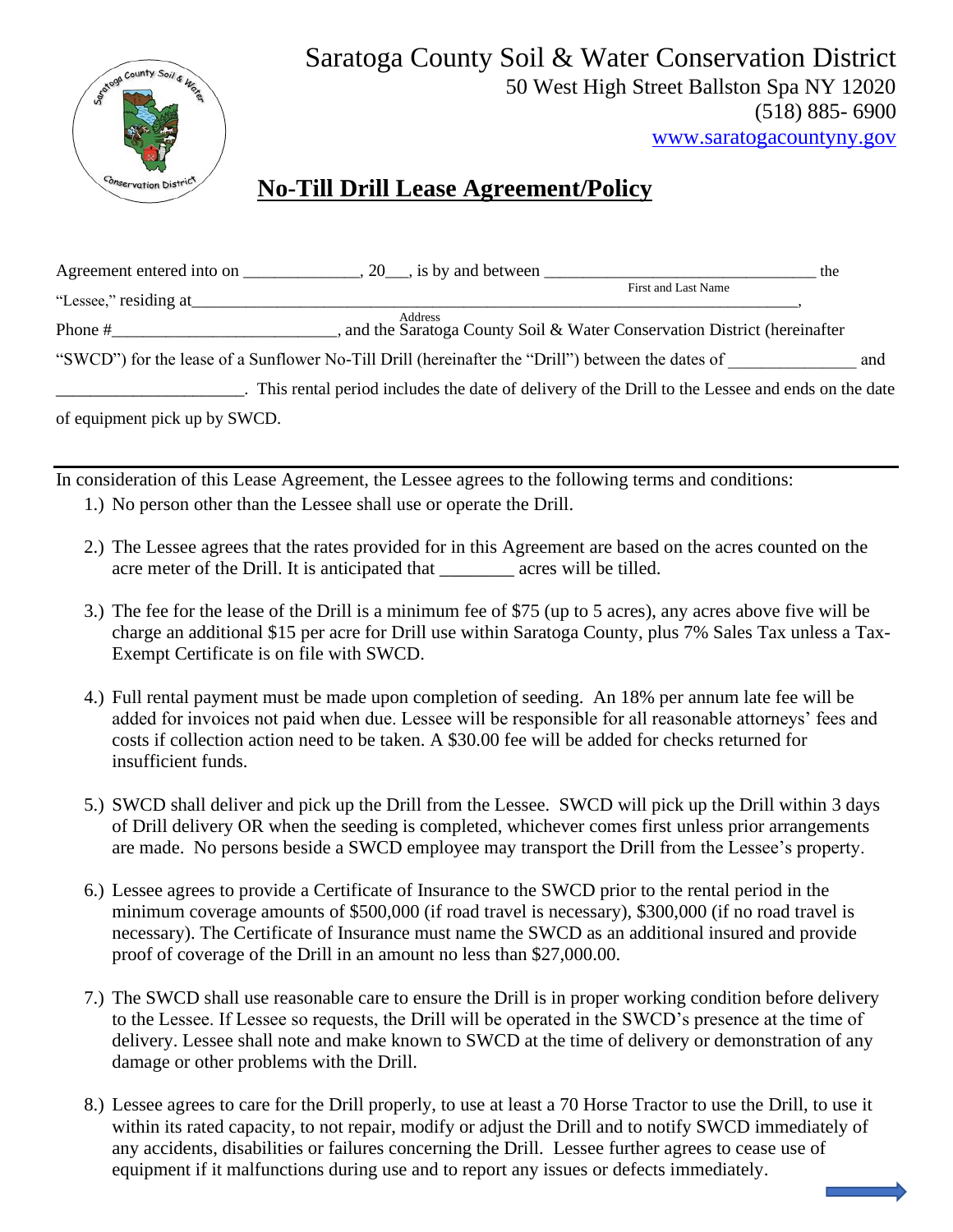# Saratoga County Soil & Water Conservation District

50 West High Street Ballston Spa NY 12020
(518) 885- 6900
www.saratogacountyny.gov

## No-Till Drill Lease Agreement/Policy

Agreement entered into on ______________, 20___, is by and between _________________________________ the
First and Last Name

"Lessee," residing at___________________________________________________________________________,
Address

Phone #__________________________, and the Saratoga County Soil & Water Conservation District (hereinafter "SWCD") for the lease of a Sunflower No-Till Drill (hereinafter the "Drill") between the dates of _______________ and ______________________. This rental period includes the date of delivery of the Drill to the Lessee and ends on the date of equipment pick up by SWCD.

---

In consideration of this Lease Agreement, the Lessee agrees to the following terms and conditions:

1.) No person other than the Lessee shall use or operate the Drill.

2.) The Lessee agrees that the rates provided for in this Agreement are based on the acres counted on the acre meter of the Drill. It is anticipated that ________ acres will be tilled.

3.) The fee for the lease of the Drill is a minimum fee of $75 (up to 5 acres), any acres above five will be charge an additional $15 per acre for Drill use within Saratoga County, plus 7% Sales Tax unless a Tax-Exempt Certificate is on file with SWCD.

4.) Full rental payment must be made upon completion of seeding. An 18% per annum late fee will be added for invoices not paid when due. Lessee will be responsible for all reasonable attorneys' fees and costs if collection action need to be taken. A $30.00 fee will be added for checks returned for insufficient funds.

5.) SWCD shall deliver and pick up the Drill from the Lessee. SWCD will pick up the Drill within 3 days of Drill delivery OR when the seeding is completed, whichever comes first unless prior arrangements are made. No persons beside a SWCD employee may transport the Drill from the Lessee's property.

6.) Lessee agrees to provide a Certificate of Insurance to the SWCD prior to the rental period in the minimum coverage amounts of $500,000 (if road travel is necessary), $300,000 (if no road travel is necessary). The Certificate of Insurance must name the SWCD as an additional insured and provide proof of coverage of the Drill in an amount no less than $27,000.00.

7.) The SWCD shall use reasonable care to ensure the Drill is in proper working condition before delivery to the Lessee. If Lessee so requests, the Drill will be operated in the SWCD's presence at the time of delivery. Lessee shall note and make known to SWCD at the time of delivery or demonstration of any damage or other problems with the Drill.

8.) Lessee agrees to care for the Drill properly, to use at least a 70 Horse Tractor to use the Drill, to use it within its rated capacity, to not repair, modify or adjust the Drill and to notify SWCD immediately of any accidents, disabilities or failures concerning the Drill. Lessee further agrees to cease use of equipment if it malfunctions during use and to report any issues or defects immediately.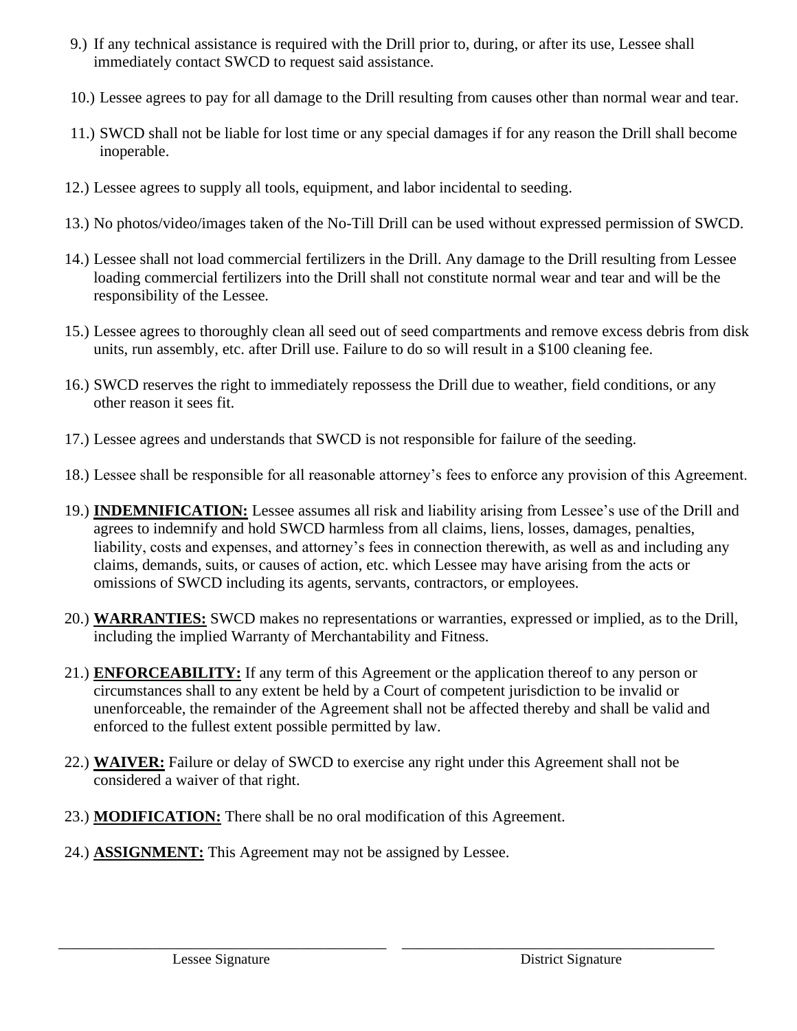9.) If any technical assistance is required with the Drill prior to, during, or after its use, Lessee shall immediately contact SWCD to request said assistance.

10.) Lessee agrees to pay for all damage to the Drill resulting from causes other than normal wear and tear.

11.) SWCD shall not be liable for lost time or any special damages if for any reason the Drill shall become inoperable.

12.) Lessee agrees to supply all tools, equipment, and labor incidental to seeding.

13.) No photos/video/images taken of the No-Till Drill can be used without expressed permission of SWCD.

14.) Lessee shall not load commercial fertilizers in the Drill. Any damage to the Drill resulting from Lessee loading commercial fertilizers into the Drill shall not constitute normal wear and tear and will be the responsibility of the Lessee.

15.) Lessee agrees to thoroughly clean all seed out of seed compartments and remove excess debris from disk units, run assembly, etc. after Drill use. Failure to do so will result in a $100 cleaning fee.

16.) SWCD reserves the right to immediately repossess the Drill due to weather, field conditions, or any other reason it sees fit.

17.) Lessee agrees and understands that SWCD is not responsible for failure of the seeding.

18.) Lessee shall be responsible for all reasonable attorney's fees to enforce any provision of this Agreement.

19.) **INDEMNIFICATION:** Lessee assumes all risk and liability arising from Lessee's use of the Drill and agrees to indemnify and hold SWCD harmless from all claims, liens, losses, damages, penalties, liability, costs and expenses, and attorney's fees in connection therewith, as well as and including any claims, demands, suits, or causes of action, etc. which Lessee may have arising from the acts or omissions of SWCD including its agents, servants, contractors, or employees.

20.) **WARRANTIES:** SWCD makes no representations or warranties, expressed or implied, as to the Drill, including the implied Warranty of Merchantability and Fitness.

21.) **ENFORCEABILITY:** If any term of this Agreement or the application thereof to any person or circumstances shall to any extent be held by a Court of competent jurisdiction to be invalid or unenforceable, the remainder of the Agreement shall not be affected thereby and shall be valid and enforced to the fullest extent possible permitted by law.

22.) **WAIVER:** Failure or delay of SWCD to exercise any right under this Agreement shall not be considered a waiver of that right.

23.) **MODIFICATION:** There shall be no oral modification of this Agreement.

24.) **ASSIGNMENT:** This Agreement may not be assigned by Lessee.

_____________________________________________ Lessee Signature

_____________________________________________ District Signature